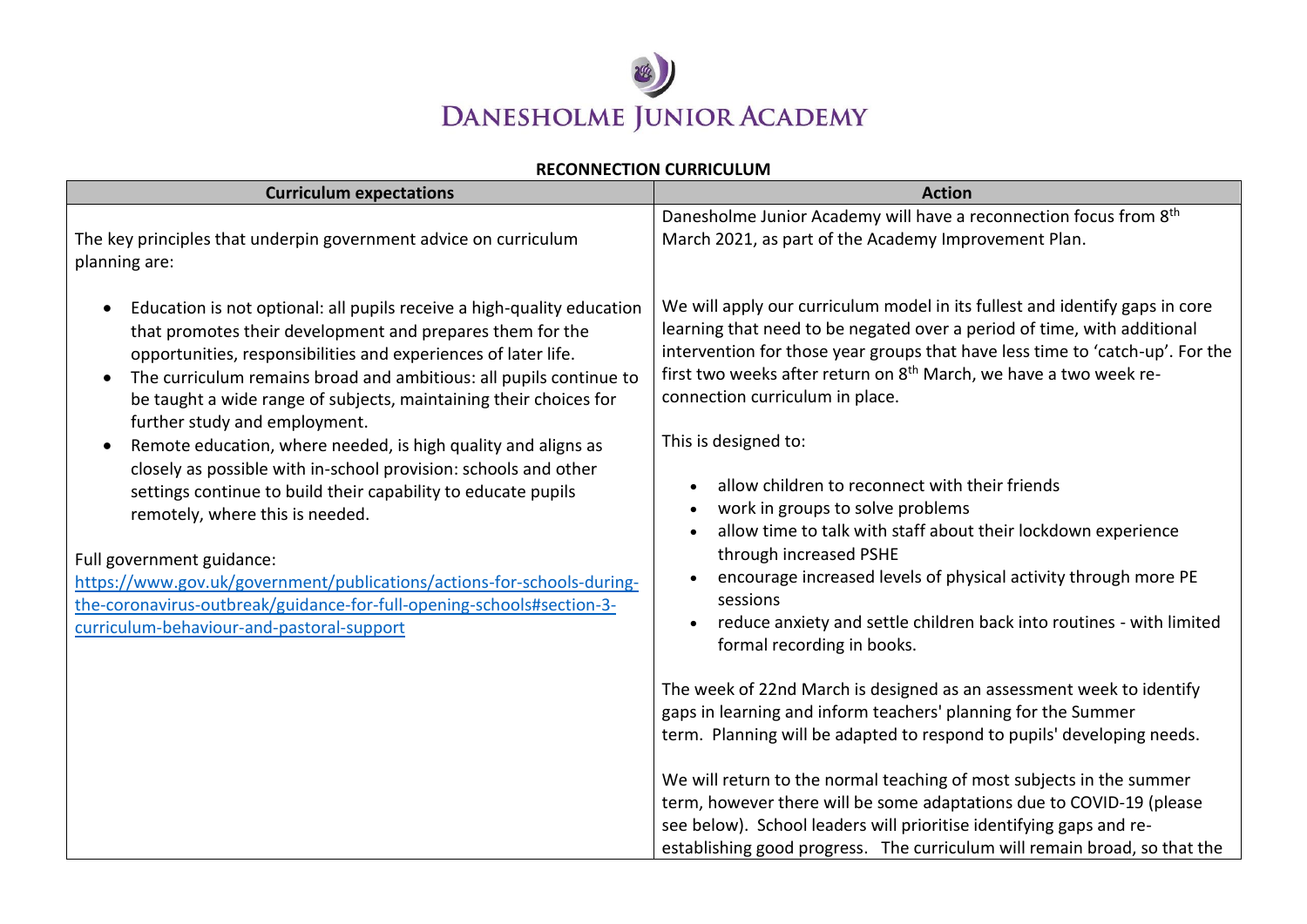# DANESHOLME JUNIOR ACADEMY

**RECONNECTION CURRICULUM**

| Curriculum expectations | Action |
|---|---|
| The key principles that underpin government advice on curriculum planning are:<br><br>• Education is not optional: all pupils receive a high-quality education that promotes their development and prepares them for the opportunities, responsibilities and experiences of later life.<br>• The curriculum remains broad and ambitious: all pupils continue to be taught a wide range of subjects, maintaining their choices for further study and employment.<br>• Remote education, where needed, is high quality and aligns as closely as possible with in-school provision: schools and other settings continue to build their capability to educate pupils remotely, where this is needed.<br><br>Full government guidance:<br>[https://www.gov.uk/government/publications/actions-for-schools-during-the-coronavirus-outbreak/guidance-for-full-opening-schools#section-3-curriculum-behaviour-and-pastoral-support](https://www.gov.uk/government/publications/actions-for-schools-during-the-coronavirus-outbreak/guidance-for-full-opening-schools#section-3-curriculum-behaviour-and-pastoral-support) | Danesholme Junior Academy will have a reconnection focus from 8th March 2021, as part of the Academy Improvement Plan.<br><br>We will apply our curriculum model in its fullest and identify gaps in core learning that need to be negated over a period of time, with additional intervention for those year groups that have less time to 'catch-up'. For the first two weeks after return on 8th March, we have a two week re-connection curriculum in place.<br><br>This is designed to:<br><br>• allow children to reconnect with their friends<br>• work in groups to solve problems<br>• allow time to talk with staff about their lockdown experience through increased PSHE<br>• encourage increased levels of physical activity through more PE sessions<br>• reduce anxiety and settle children back into routines - with limited formal recording in books.<br><br>The week of 22nd March is designed as an assessment week to identify gaps in learning and inform teachers' planning for the Summer term. Planning will be adapted to respond to pupils' developing needs.<br><br>We will return to the normal teaching of most subjects in the summer term, however there will be some adaptations due to COVID-19 (please see below). School leaders will prioritise identifying gaps and re-establishing good progress. The curriculum will remain broad, so that the |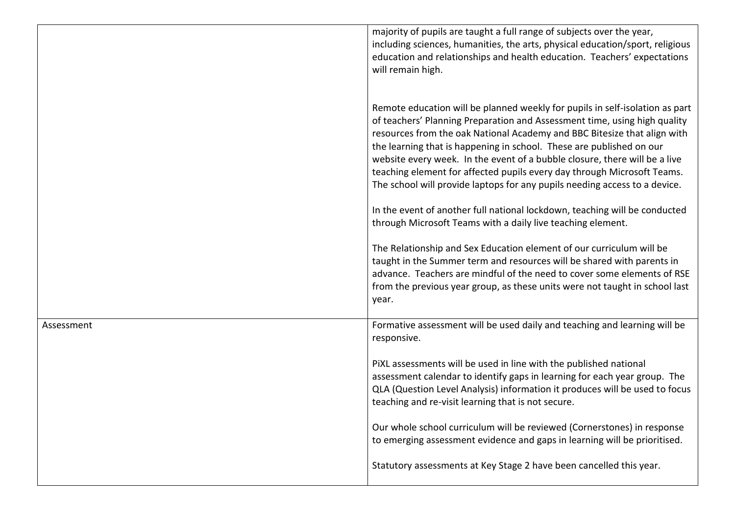| | |
|---|---|
| | majority of pupils are taught a full range of subjects over the year, including sciences, humanities, the arts, physical education/sport, religious education and relationships and health education. Teachers' expectations will remain high.<br><br>Remote education will be planned weekly for pupils in self-isolation as part of teachers' Planning Preparation and Assessment time, using high quality resources from the oak National Academy and BBC Bitesize that align with the learning that is happening in school. These are published on our website every week. In the event of a bubble closure, there will be a live teaching element for affected pupils every day through Microsoft Teams. The school will provide laptops for any pupils needing access to a device.<br><br>In the event of another full national lockdown, teaching will be conducted through Microsoft Teams with a daily live teaching element.<br><br>The Relationship and Sex Education element of our curriculum will be taught in the Summer term and resources will be shared with parents in advance. Teachers are mindful of the need to cover some elements of RSE from the previous year group, as these units were not taught in school last year. |
| Assessment | Formative assessment will be used daily and teaching and learning will be responsive.<br><br>PiXL assessments will be used in line with the published national assessment calendar to identify gaps in learning for each year group. The QLA (Question Level Analysis) information it produces will be used to focus teaching and re-visit learning that is not secure.<br><br>Our whole school curriculum will be reviewed (Cornerstones) in response to emerging assessment evidence and gaps in learning will be prioritised.<br><br>Statutory assessments at Key Stage 2 have been cancelled this year. |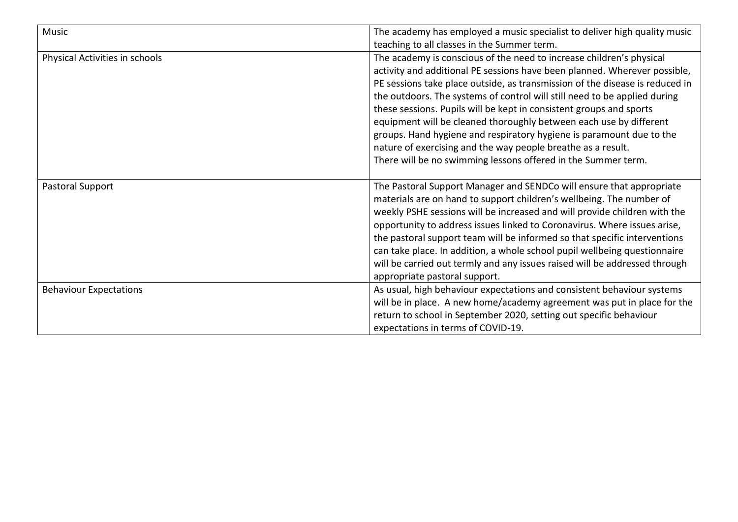| | |
|---|---|
| Music | The academy has employed a music specialist to deliver high quality music teaching to all classes in the Summer term. |
| Physical Activities in schools | The academy is conscious of the need to increase children's physical activity and additional PE sessions have been planned. Wherever possible, PE sessions take place outside, as transmission of the disease is reduced in the outdoors. The systems of control will still need to be applied during these sessions. Pupils will be kept in consistent groups and sports equipment will be cleaned thoroughly between each use by different groups. Hand hygiene and respiratory hygiene is paramount due to the nature of exercising and the way people breathe as a result.<br>There will be no swimming lessons offered in the Summer term. |
| Pastoral Support | The Pastoral Support Manager and SENDCo will ensure that appropriate materials are on hand to support children's wellbeing. The number of weekly PSHE sessions will be increased and will provide children with the opportunity to address issues linked to Coronavirus. Where issues arise, the pastoral support team will be informed so that specific interventions can take place. In addition, a whole school pupil wellbeing questionnaire will be carried out termly and any issues raised will be addressed through appropriate pastoral support. |
| Behaviour Expectations | As usual, high behaviour expectations and consistent behaviour systems will be in place. A new home/academy agreement was put in place for the return to school in September 2020, setting out specific behaviour expectations in terms of COVID-19. |